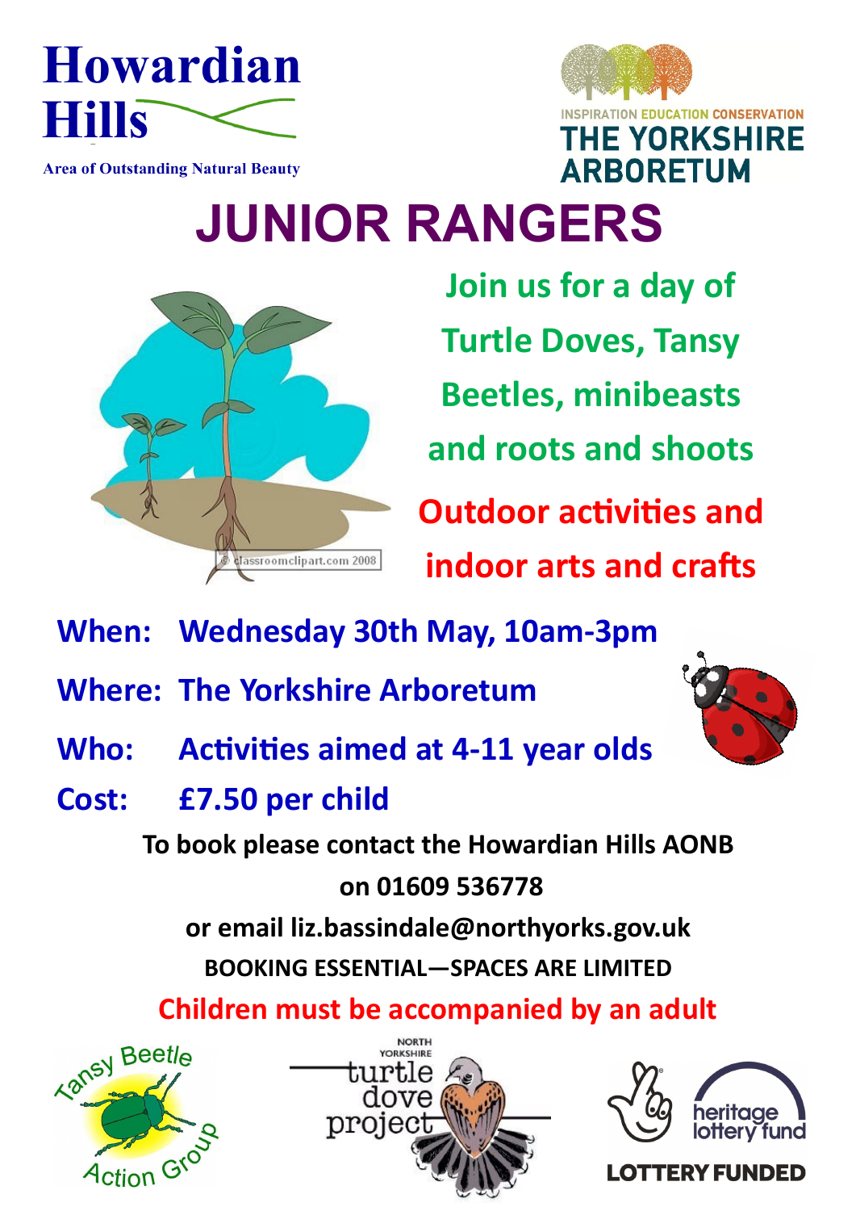Howardian Hills

Area of Outstanding Natural Beauty

INSPIRATION EDUCATION CONSERVATION

THE YORKSHIRE ARBORETUM

# JUNIOR RANGERS

Join us for a day of Turtle Doves, Tansy Beetles, minibeasts and roots and shoots

Outdoor activities and indoor arts and crafts

**When:** Wednesday 30th May, 10am-3pm

**Where:** The Yorkshire Arboretum

**Who:** Activities aimed at 4-11 year olds

**Cost:** £7.50 per child

**To book please contact the Howardian Hills AONB on 01609 536778 or email liz.bassindale@northyorks.gov.uk**

**BOOKING ESSENTIAL—SPACES ARE LIMITED**

**Children must be accompanied by an adult**

Tansy Beetle Action Group

North Yorkshire turtle dove project

heritage lottery fund

LOTTERY FUNDED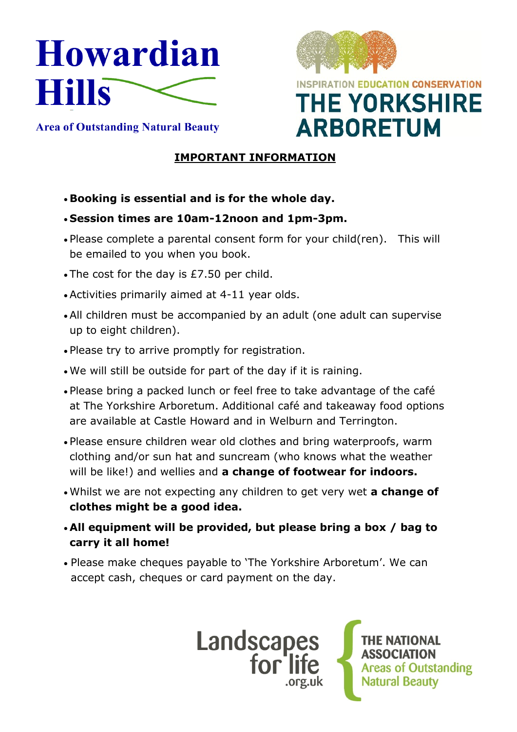Howardian Hills

Area of Outstanding Natural Beauty

INSPIRATION EDUCATION CONSERVATION

THE YORKSHIRE ARBORETUM

## IMPORTANT INFORMATION

- **Booking is essential and is for the whole day.**
- **Session times are 10am-12noon and 1pm-3pm.**
- Please complete a parental consent form for your child(ren). This will be emailed to you when you book.
- The cost for the day is £7.50 per child.
- Activities primarily aimed at 4-11 year olds.
- All children must be accompanied by an adult (one adult can supervise up to eight children).
- Please try to arrive promptly for registration.
- We will still be outside for part of the day if it is raining.
- Please bring a packed lunch or feel free to take advantage of the café at The Yorkshire Arboretum. Additional café and takeaway food options are available at Castle Howard and in Welburn and Terrington.
- Please ensure children wear old clothes and bring waterproofs, warm clothing and/or sun hat and suncream (who knows what the weather will be like!) and wellies and **a change of footwear for indoors.**
- Whilst we are not expecting any children to get very wet **a change of clothes might be a good idea.**
- **All equipment will be provided, but please bring a box / bag to carry it all home!**
- Please make cheques payable to 'The Yorkshire Arboretum'. We can accept cash, cheques or card payment on the day.

Landscapes for life .org.uk

THE NATIONAL ASSOCIATION Areas of Outstanding Natural Beauty